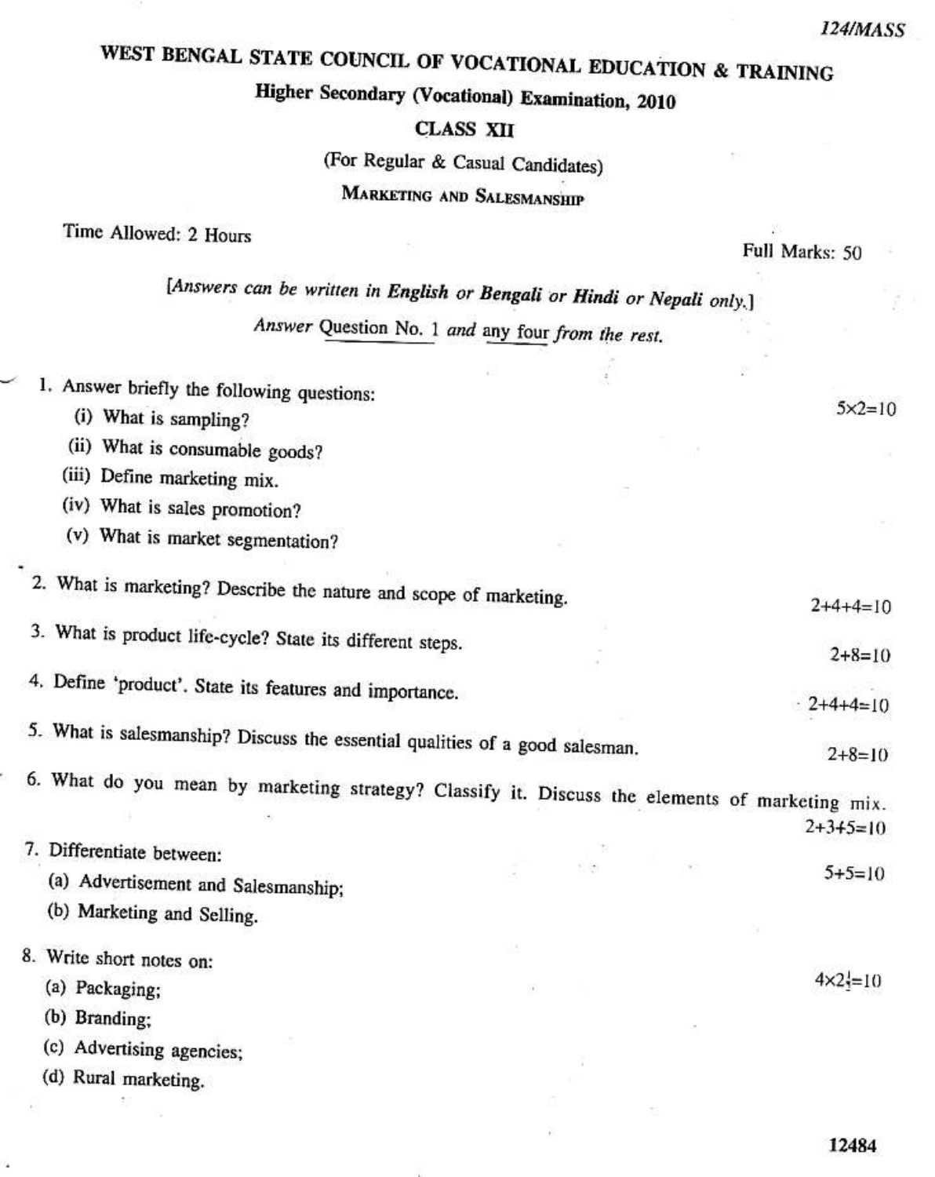124/MASS

# WEST BENGAL STATE COUNCIL OF VOCATIONAL EDUCATION & TRAINING

## Higher Secondary (Vocational) Examination, 2010

### CLASS XII

(For Regular & Casual Candidates)

**MARKETING AND SALESMANSHIP**

Time Allowed: 2 Hours

Full Marks: 50

*[Answers can be written in English or Bengali or Hindi or Nepali only.]*

*Answer Question No. 1 and any four from the rest.*

1. Answer briefly the following questions: $5 \times 2 = 10$
   - (i) What is sampling?
   - (ii) What is consumable goods?
   - (iii) Define marketing mix.
   - (iv) What is sales promotion?
   - (v) What is market segmentation?

2. What is marketing? Describe the nature and scope of marketing. $2+4+4=10$

3. What is product life-cycle? State its different steps. $2+8=10$

4. Define 'product'. State its features and importance. $2+4+4=10$

5. What is salesmanship? Discuss the essential qualities of a good salesman. $2+8=10$

6. What do you mean by marketing strategy? Classify it. Discuss the elements of marketing mix. $2+3+5=10$

7. Differentiate between: $5+5=10$
   - (a) Advertisement and Salesmanship;
   - (b) Marketing and Selling.

8. Write short notes on: $4 \times 2\frac{1}{2}=10$
   - (a) Packaging;
   - (b) Branding;
   - (c) Advertising agencies;
   - (d) Rural marketing.

12484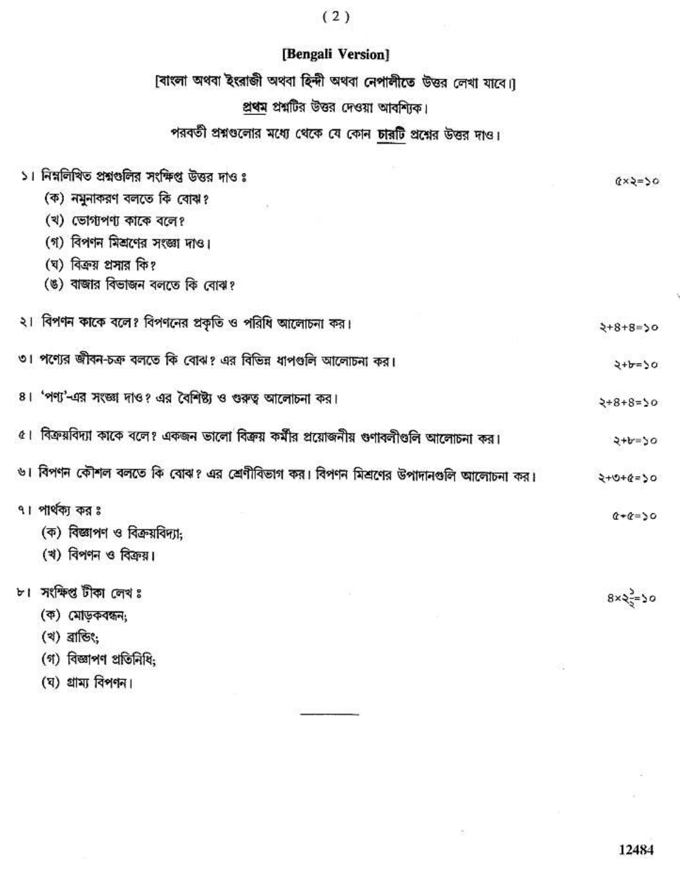## [Bengali Version]

[বাংলা অথবা ইংরাজী অথবা হিন্দী অথবা নেপালীতে উত্তর লেখা যাবে।]

**প্রথম** প্রশ্নটির উত্তর দেওয়া আবশ্যিক।

পরবর্তী প্রশ্নগুলোর মধ্যে থেকে যে কোন **চারটি** প্রশ্নের উত্তর দাও।

১। নিম্নলিখিত প্রশ্নগুলির সংক্ষিপ্ত উত্তর দাও ঃ  ৫×২=১০

(ক) নমুনাকরণ বলতে কি বোঝ?

(খ) ভোগ্যপণ্য কাকে বলে?

(গ) বিপণন মিশ্রণের সংজ্ঞা দাও।

(ঘ) বিক্রয় প্রসার কি?

(ঙ) বাজার বিভাজন বলতে কি বোঝ?

২। বিপণন কাকে বলে? বিপণনের প্রকৃতি ও পরিধি আলোচনা কর।  ২+৪+৪=১০

৩। পণ্যের জীবন-চক্র বলতে কি বোঝ? এর বিভিন্ন ধাপগুলি আলোচনা কর।  ২+৮=১০

৪। 'পণ্য'-এর সংজ্ঞা দাও? এর বৈশিষ্ট্য ও গুরুত্ব আলোচনা কর।  ২+৪+৪=১০

৫। বিক্রয়বিদ্যা কাকে বলে? একজন ভালো বিক্রয় কর্মীর প্রয়োজনীয় গুণাবলীগুলি আলোচনা কর।  ২+৮=১০

৬। বিপণন কৌশল বলতে কি বোঝ? এর শ্রেণীবিভাগ কর। বিপণন মিশ্রণের উপাদানগুলি আলোচনা কর।  ২+৩+৫=১০

৭। পার্থক্য কর ঃ  ৫+৫=১০

(ক) বিজ্ঞাপণ ও বিক্রয়বিদ্যা;

(খ) বিপণন ও বিক্রয়।

৮। সংক্ষিপ্ত টীকা লেখ ঃ  $৪\times২\frac{১}{২}=১০$

(ক) মোড়কবন্ধন;

(খ) ব্রান্ডিং;

(গ) বিজ্ঞাপণ প্রতিনিধি;

(ঘ) গ্রাম্য বিপণন।

12484